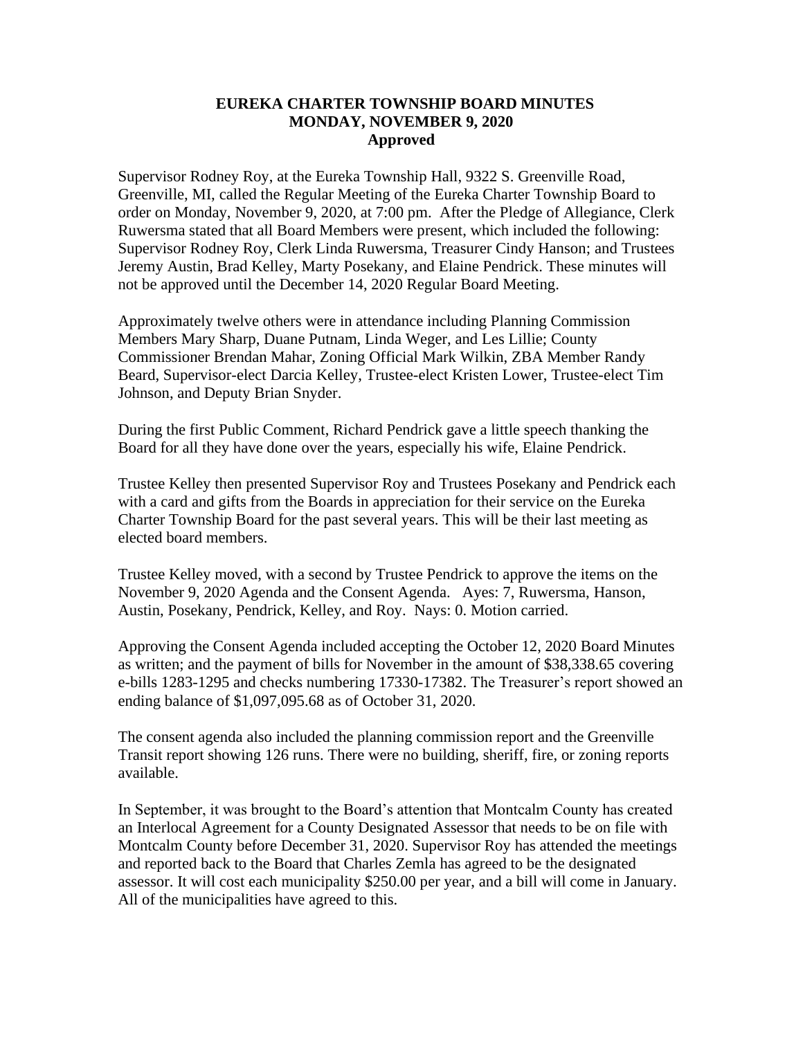# EUREKA CHARTER TOWNSHIP BOARD MINUTES
## MONDAY, NOVEMBER 9, 2020
### Approved

Supervisor Rodney Roy, at the Eureka Township Hall, 9322 S. Greenville Road, Greenville, MI, called the Regular Meeting of the Eureka Charter Township Board to order on Monday, November 9, 2020, at 7:00 pm. After the Pledge of Allegiance, Clerk Ruwersma stated that all Board Members were present, which included the following: Supervisor Rodney Roy, Clerk Linda Ruwersma, Treasurer Cindy Hanson; and Trustees Jeremy Austin, Brad Kelley, Marty Posekany, and Elaine Pendrick. These minutes will not be approved until the December 14, 2020 Regular Board Meeting.

Approximately twelve others were in attendance including Planning Commission Members Mary Sharp, Duane Putnam, Linda Weger, and Les Lillie; County Commissioner Brendan Mahar, Zoning Official Mark Wilkin, ZBA Member Randy Beard, Supervisor-elect Darcia Kelley, Trustee-elect Kristen Lower, Trustee-elect Tim Johnson, and Deputy Brian Snyder.

During the first Public Comment, Richard Pendrick gave a little speech thanking the Board for all they have done over the years, especially his wife, Elaine Pendrick.

Trustee Kelley then presented Supervisor Roy and Trustees Posekany and Pendrick each with a card and gifts from the Boards in appreciation for their service on the Eureka Charter Township Board for the past several years. This will be their last meeting as elected board members.

Trustee Kelley moved, with a second by Trustee Pendrick to approve the items on the November 9, 2020 Agenda and the Consent Agenda. Ayes: 7, Ruwersma, Hanson, Austin, Posekany, Pendrick, Kelley, and Roy. Nays: 0. Motion carried.

Approving the Consent Agenda included accepting the October 12, 2020 Board Minutes as written; and the payment of bills for November in the amount of $38,338.65 covering e-bills 1283-1295 and checks numbering 17330-17382. The Treasurer's report showed an ending balance of $1,097,095.68 as of October 31, 2020.

The consent agenda also included the planning commission report and the Greenville Transit report showing 126 runs. There were no building, sheriff, fire, or zoning reports available.

In September, it was brought to the Board's attention that Montcalm County has created an Interlocal Agreement for a County Designated Assessor that needs to be on file with Montcalm County before December 31, 2020. Supervisor Roy has attended the meetings and reported back to the Board that Charles Zemla has agreed to be the designated assessor. It will cost each municipality $250.00 per year, and a bill will come in January. All of the municipalities have agreed to this.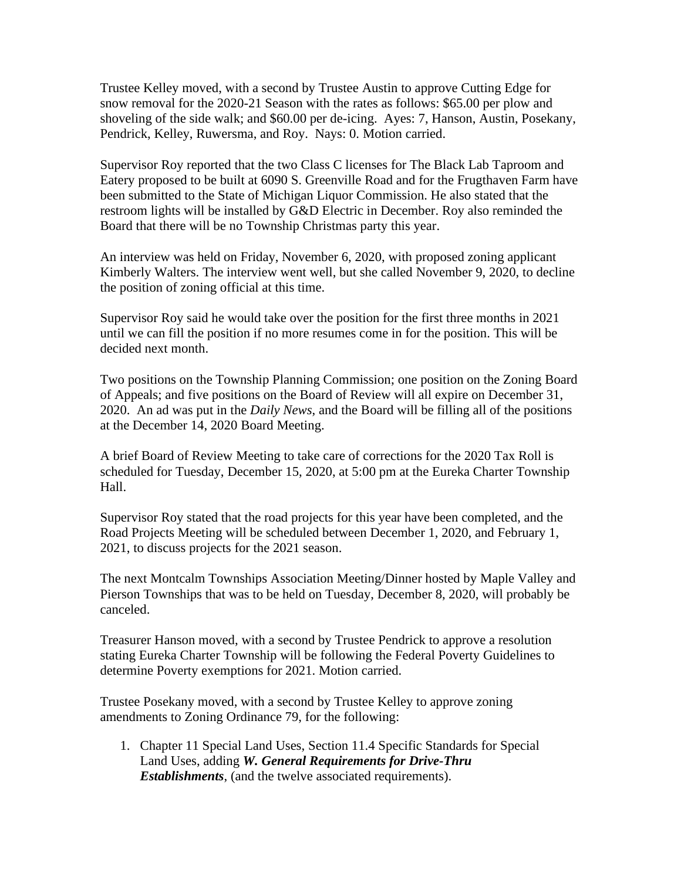Trustee Kelley moved, with a second by Trustee Austin to approve Cutting Edge for snow removal for the 2020-21 Season with the rates as follows: $65.00 per plow and shoveling of the side walk; and $60.00 per de-icing. Ayes: 7, Hanson, Austin, Posekany, Pendrick, Kelley, Ruwersma, and Roy. Nays: 0. Motion carried.

Supervisor Roy reported that the two Class C licenses for The Black Lab Taproom and Eatery proposed to be built at 6090 S. Greenville Road and for the Frugthaven Farm have been submitted to the State of Michigan Liquor Commission. He also stated that the restroom lights will be installed by G&D Electric in December. Roy also reminded the Board that there will be no Township Christmas party this year.

An interview was held on Friday, November 6, 2020, with proposed zoning applicant Kimberly Walters. The interview went well, but she called November 9, 2020, to decline the position of zoning official at this time.

Supervisor Roy said he would take over the position for the first three months in 2021 until we can fill the position if no more resumes come in for the position. This will be decided next month.

Two positions on the Township Planning Commission; one position on the Zoning Board of Appeals; and five positions on the Board of Review will all expire on December 31, 2020. An ad was put in the *Daily News*, and the Board will be filling all of the positions at the December 14, 2020 Board Meeting.

A brief Board of Review Meeting to take care of corrections for the 2020 Tax Roll is scheduled for Tuesday, December 15, 2020, at 5:00 pm at the Eureka Charter Township Hall.

Supervisor Roy stated that the road projects for this year have been completed, and the Road Projects Meeting will be scheduled between December 1, 2020, and February 1, 2021, to discuss projects for the 2021 season.

The next Montcalm Townships Association Meeting/Dinner hosted by Maple Valley and Pierson Townships that was to be held on Tuesday, December 8, 2020, will probably be canceled.

Treasurer Hanson moved, with a second by Trustee Pendrick to approve a resolution stating Eureka Charter Township will be following the Federal Poverty Guidelines to determine Poverty exemptions for 2021. Motion carried.

Trustee Posekany moved, with a second by Trustee Kelley to approve zoning amendments to Zoning Ordinance 79, for the following:

1. Chapter 11 Special Land Uses, Section 11.4 Specific Standards for Special Land Uses, adding ***W. General Requirements for Drive-Thru Establishments***, (and the twelve associated requirements).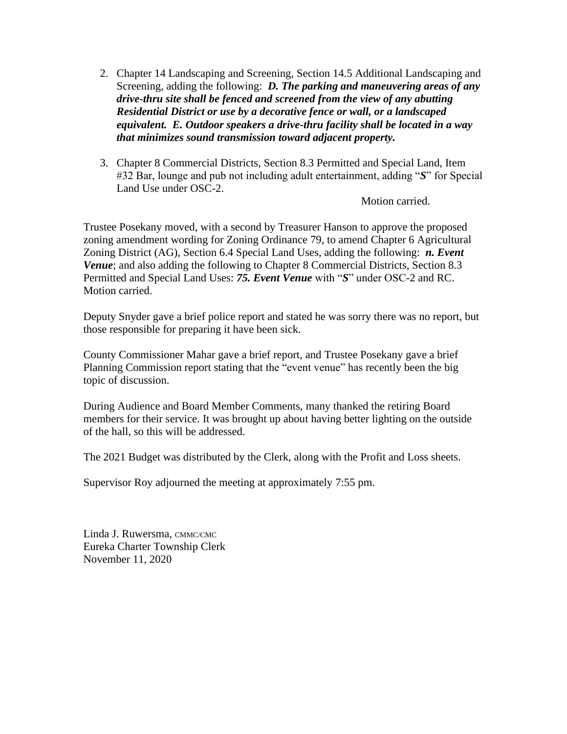2. Chapter 14 Landscaping and Screening, Section 14.5 Additional Landscaping and Screening, adding the following: ***D. The parking and maneuvering areas of any drive-thru site shall be fenced and screened from the view of any abutting Residential District or use by a decorative fence or wall, or a landscaped equivalent. E. Outdoor speakers a drive-thru facility shall be located in a way that minimizes sound transmission toward adjacent property.***

3. Chapter 8 Commercial Districts, Section 8.3 Permitted and Special Land, Item #32 Bar, lounge and pub not including adult entertainment, adding "***S***" for Special Land Use under OSC-2.

Motion carried.

Trustee Posekany moved, with a second by Treasurer Hanson to approve the proposed zoning amendment wording for Zoning Ordinance 79, to amend Chapter 6 Agricultural Zoning District (AG), Section 6.4 Special Land Uses, adding the following: ***n. Event Venue***; and also adding the following to Chapter 8 Commercial Districts, Section 8.3 Permitted and Special Land Uses: ***75. Event Venue*** with "***S***" under OSC-2 and RC. Motion carried.

Deputy Snyder gave a brief police report and stated he was sorry there was no report, but those responsible for preparing it have been sick.

County Commissioner Mahar gave a brief report, and Trustee Posekany gave a brief Planning Commission report stating that the "event venue" has recently been the big topic of discussion.

During Audience and Board Member Comments, many thanked the retiring Board members for their service. It was brought up about having better lighting on the outside of the hall, so this will be addressed.

The 2021 Budget was distributed by the Clerk, along with the Profit and Loss sheets.

Supervisor Roy adjourned the meeting at approximately 7:55 pm.

Linda J. Ruwersma, CMMC/CMC
Eureka Charter Township Clerk
November 11, 2020